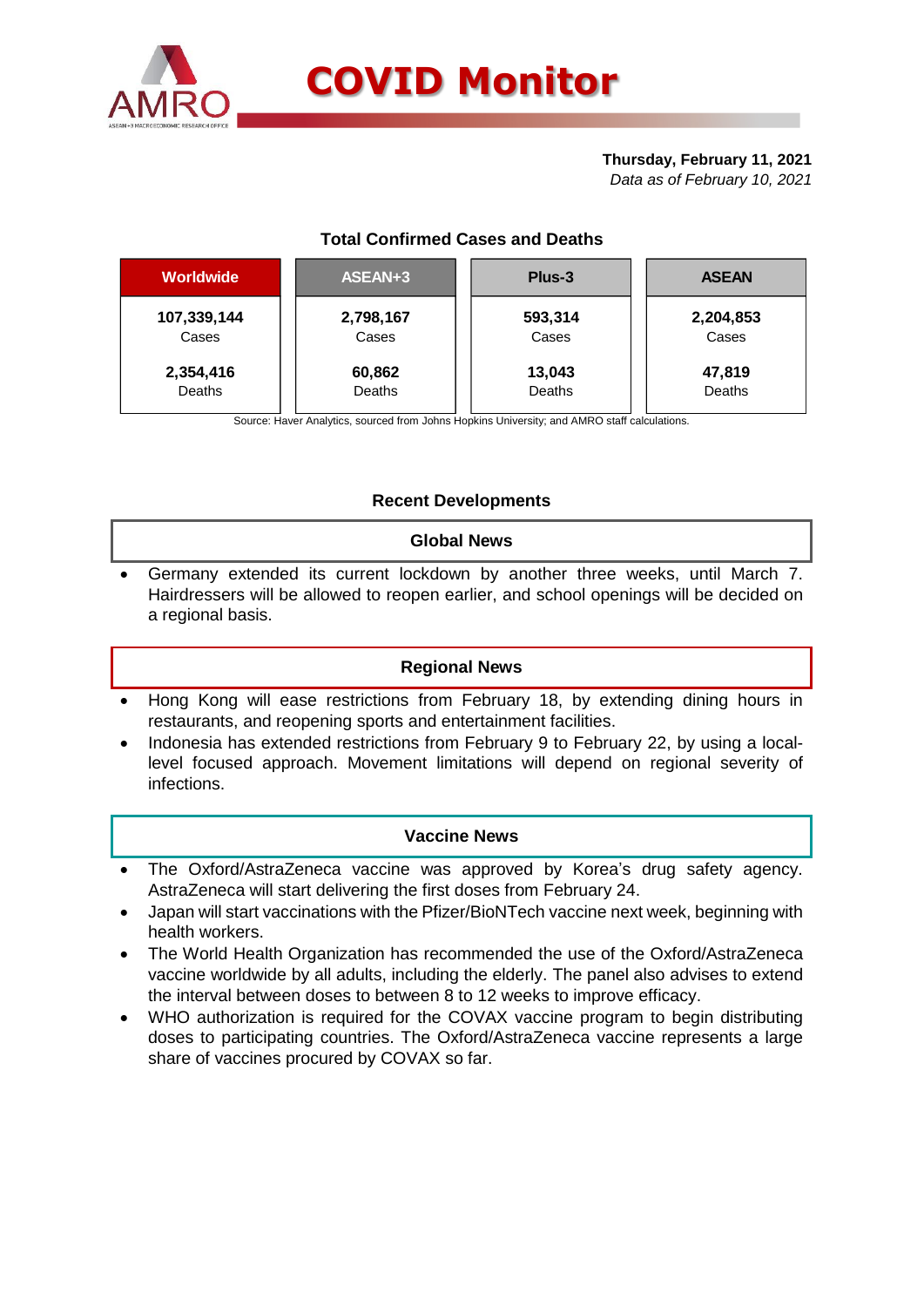# COVID Monitor

**Thursday, February 11, 2021**
*Data as of February 10, 2021*

## Total Confirmed Cases and Deaths

| Worldwide | ASEAN+3 | Plus-3 | ASEAN |
|---|---|---|---|
| **107,339,144** Cases | **2,798,167** Cases | **593,314** Cases | **2,204,853** Cases |
| **2,354,416** Deaths | **60,862** Deaths | **13,043** Deaths | **47,819** Deaths |

Source: Haver Analytics, sourced from Johns Hopkins University; and AMRO staff calculations.

## Recent Developments

### Global News

- Germany extended its current lockdown by another three weeks, until March 7. Hairdressers will be allowed to reopen earlier, and school openings will be decided on a regional basis.

### Regional News

- Hong Kong will ease restrictions from February 18, by extending dining hours in restaurants, and reopening sports and entertainment facilities.
- Indonesia has extended restrictions from February 9 to February 22, by using a local-level focused approach. Movement limitations will depend on regional severity of infections.

### Vaccine News

- The Oxford/AstraZeneca vaccine was approved by Korea's drug safety agency. AstraZeneca will start delivering the first doses from February 24.
- Japan will start vaccinations with the Pfizer/BioNTech vaccine next week, beginning with health workers.
- The World Health Organization has recommended the use of the Oxford/AstraZeneca vaccine worldwide by all adults, including the elderly. The panel also advises to extend the interval between doses to between 8 to 12 weeks to improve efficacy.
- WHO authorization is required for the COVAX vaccine program to begin distributing doses to participating countries. The Oxford/AstraZeneca vaccine represents a large share of vaccines procured by COVAX so far.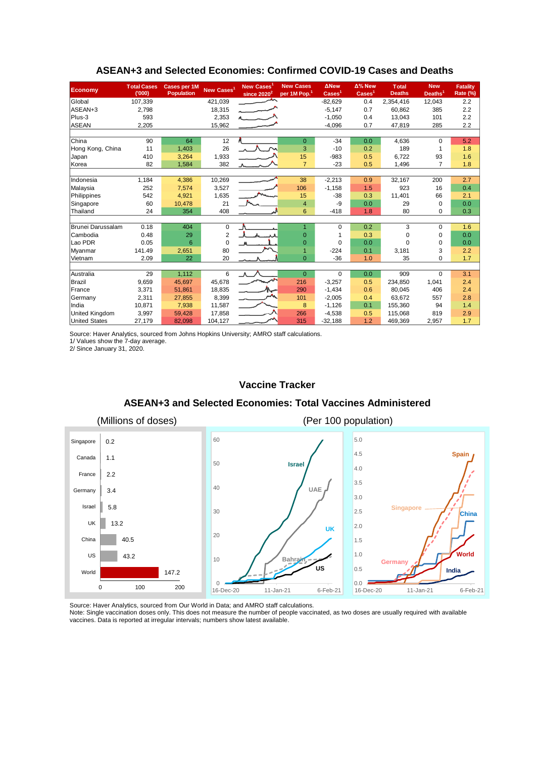## ASEAN+3 and Selected Economies: Confirmed COVID-19 Cases and Deaths

| Economy | Total Cases ('000) | Cases per 1M Population | New Cases[1] | New Cases[1] since 2020[2] | New Cases per 1M Pop.[1] | ΔNew Cases[1] | Δ% New Cases[1] | Total Deaths | New Deaths[1] | Fatality Rate (%) |
|---|---|---|---|---|---|---|---|---|---|---|
| Global | 107,339 | | 421,039 | | | -82,629 | 0.4 | 2,354,416 | 12,043 | 2.2 |
| ASEAN+3 | 2,798 | | 18,315 | | | -5,147 | 0.7 | 60,862 | 385 | 2.2 |
| Plus-3 | 593 | | 2,353 | | | -1,050 | 0.4 | 13,043 | 101 | 2.2 |
| ASEAN | 2,205 | | 15,962 | | | -4,096 | 0.7 | 47,819 | 285 | 2.2 |
| | | | | | | | | | | |
| China | 90 | 64 | 12 | | 0 | -34 | 0.0 | 4,636 | 0 | 5.2 |
| Hong Kong, China | 11 | 1,403 | 26 | | 3 | -10 | 0.2 | 189 | 1 | 1.8 |
| Japan | 410 | 3,264 | 1,933 | | 15 | -983 | 0.5 | 6,722 | 93 | 1.6 |
| Korea | 82 | 1,584 | 382 | | 7 | -23 | 0.5 | 1,496 | 7 | 1.8 |
| | | | | | | | | | | |
| Indonesia | 1,184 | 4,386 | 10,269 | | 38 | -2,213 | 0.9 | 32,167 | 200 | 2.7 |
| Malaysia | 252 | 7,574 | 3,527 | | 106 | -1,158 | 1.5 | 923 | 16 | 0.4 |
| Philippines | 542 | 4,921 | 1,635 | | 15 | -38 | 0.3 | 11,401 | 66 | 2.1 |
| Singapore | 60 | 10,478 | 21 | | 4 | -9 | 0.0 | 29 | 0 | 0.0 |
| Thailand | 24 | 354 | 408 | | 6 | -418 | 1.8 | 80 | 0 | 0.3 |
| | | | | | | | | | | |
| Brunei Darussalam | 0.18 | 404 | 0 | | 1 | 0 | 0.2 | 3 | 0 | 1.6 |
| Cambodia | 0.48 | 29 | 2 | | 0 | 1 | 0.3 | 0 | 0 | 0.0 |
| Lao PDR | 0.05 | 6 | 0 | | 0 | 0 | 0.0 | 0 | 0 | 0.0 |
| Myanmar | 141.49 | 2,651 | 80 | | 1 | -224 | 0.1 | 3,181 | 3 | 2.2 |
| Vietnam | 2.09 | 22 | 20 | | 0 | -36 | 1.0 | 35 | 0 | 1.7 |
| | | | | | | | | | | |
| Australia | 29 | 1,112 | 6 | | 0 | 0 | 0.0 | 909 | 0 | 3.1 |
| Brazil | 9,659 | 45,697 | 45,678 | | 216 | -3,257 | 0.5 | 234,850 | 1,041 | 2.4 |
| France | 3,371 | 51,861 | 18,835 | | 290 | -1,434 | 0.6 | 80,045 | 406 | 2.4 |
| Germany | 2,311 | 27,855 | 8,399 | | 101 | -2,005 | 0.4 | 63,672 | 557 | 2.8 |
| India | 10,871 | 7,938 | 11,587 | | 8 | -1,126 | 0.1 | 155,360 | 94 | 1.4 |
| United Kingdom | 3,997 | 59,428 | 17,858 | | 266 | -4,538 | 0.5 | 115,068 | 819 | 2.9 |
| United States | 27,179 | 82,098 | 104,127 | | 315 | -32,188 | 1.2 | 469,369 | 2,957 | 1.7 |

Source: Haver Analytics, sourced from Johns Hopkins University; AMRO staff calculations.
1/ Values show the 7-day average.
2/ Since January 31, 2020.

## Vaccine Tracker

### ASEAN+3 and Selected Economies: Total Vaccines Administered

(Millions of doses)

| Economy | Doses (millions) |
|---|---|
| Singapore | 0.2 |
| Canada | 1.1 |
| France | 2.2 |
| Germany | 3.4 |
| Israel | 5.8 |
| UK | 13.2 |
| China | 40.5 |
| US | 43.2 |
| World | 147.2 |

(Per 100 population)

Source: Haver Analytics, sourced from Our World in Data; and AMRO staff calculations.
Note: Single vaccination doses only. This does not measure the number of people vaccinated, as two doses are usually required with available vaccines. Data is reported at irregular intervals; numbers show latest available.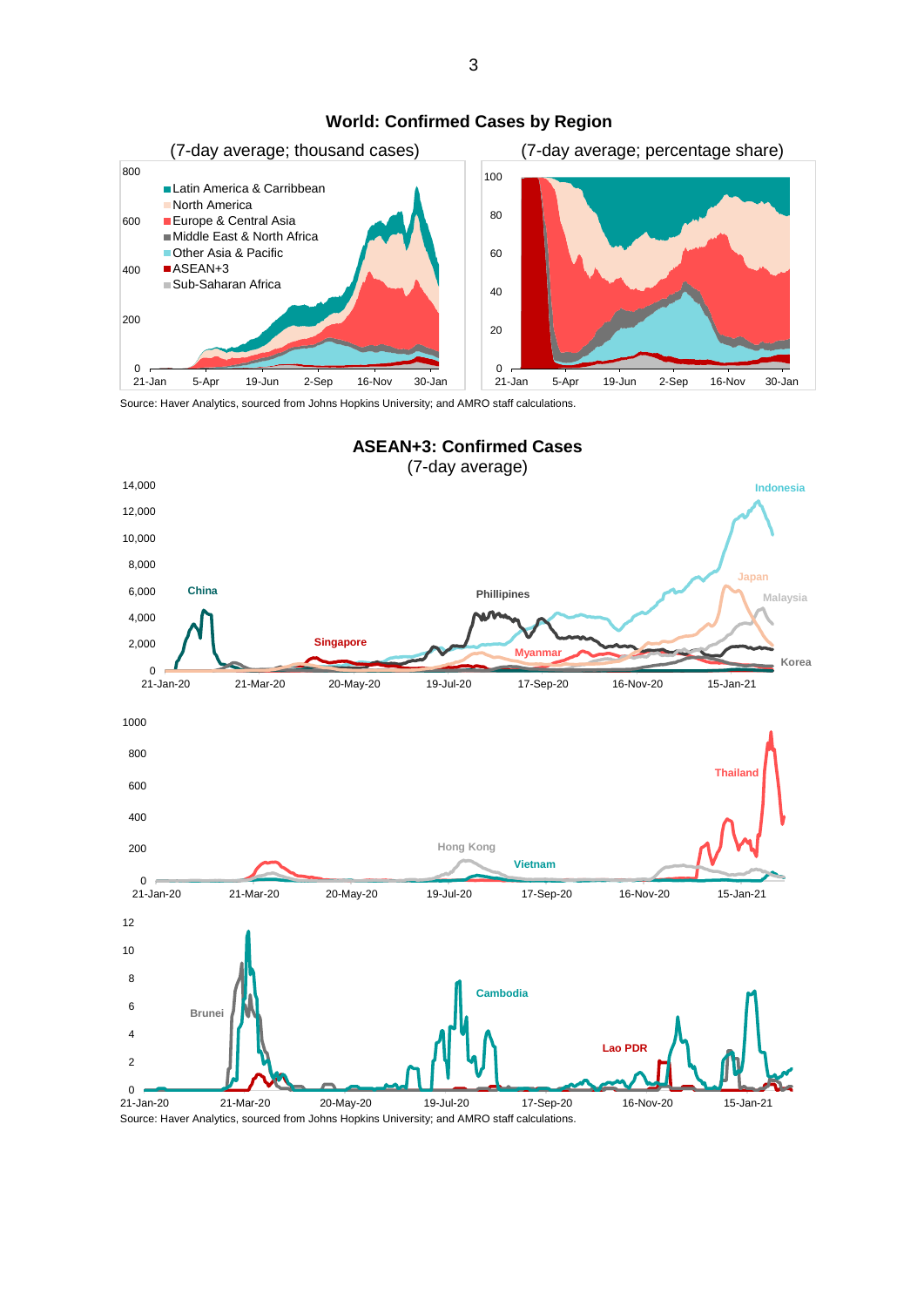## World: Confirmed Cases by Region

(7-day average; thousand cases) | (7-day average; percentage share)

Latin America & Carribbean
North America
Europe & Central Asia
Middle East & North Africa
Other Asia & Pacific
ASEAN+3
Sub-Saharan Africa

Source: Haver Analytics, sourced from Johns Hopkins University; and AMRO staff calculations.

## ASEAN+3: Confirmed Cases

(7-day average)

Source: Haver Analytics, sourced from Johns Hopkins University; and AMRO staff calculations.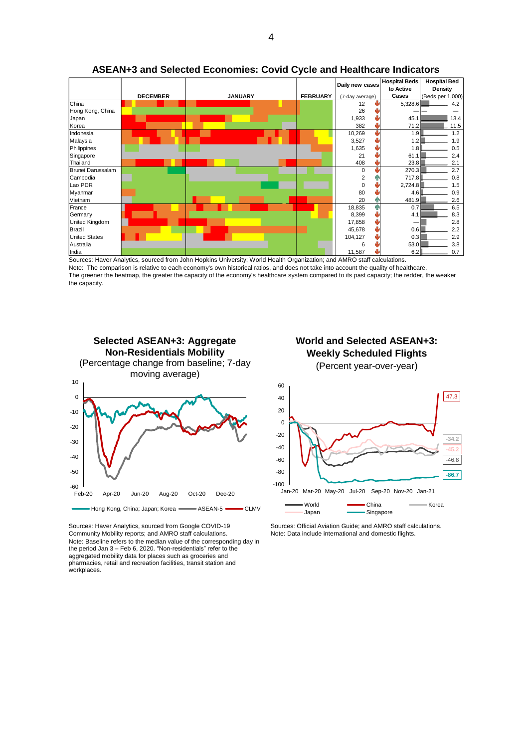## ASEAN+3 and Selected Economies: Covid Cycle and Healthcare Indicators

| | DECEMBER | JANUARY | FEBRUARY | Daily new cases (7-day average) | Hospital Beds to Active Cases | Hospital Bed Density (Beds per 1,000) |
|---|---|---|---|---|---|---|
| China | | | | 12 | 5,328.6 | 4.2 |
| Hong Kong, China | | | | 26 | — | — |
| Japan | | | | 1,933 | 45.1 | 13.4 |
| Korea | | | | 382 | 71.2 | 11.5 |
| Indonesia | | | | 10,269 | 1.9 | 1.2 |
| Malaysia | | | | 3,527 | 1.2 | 1.9 |
| Philippines | | | | 1,635 | 1.8 | 0.5 |
| Singapore | | | | 21 | 61.1 | 2.4 |
| Thailand | | | | 408 | 23.8 | 2.1 |
| Brunei Darussalam | | | | 0 | 270.3 | 2.7 |
| Cambodia | | | | 2 | 717.8 | 0.8 |
| Lao PDR | | | | 0 | 2,724.8 | 1.5 |
| Myanmar | | | | 80 | 4.6 | 0.9 |
| Vietnam | | | | 20 | 481.9 | 2.6 |
| France | | | | 18,835 | 0.7 | 6.5 |
| Germany | | | | 8,399 | 4.1 | 8.3 |
| United Kingdom | | | | 17,858 | — | 2.8 |
| Brazil | | | | 45,678 | 0.6 | 2.2 |
| United States | | | | 104,127 | 0.3 | 2.9 |
| Australia | | | | 6 | 53.0 | 3.8 |
| India | | | | 11,587 | 6.2 | 0.7 |

Sources: Haver Analytics, sourced from John Hopkins University; World Health Organization; and AMRO staff calculations.
Note: The comparison is relative to each economy's own historical ratios, and does not take into account the quality of healthcare.
The greener the heatmap, the greater the capacity of the economy's healthcare system compared to its past capacity; the redder, the weaker the capacity.

### Selected ASEAN+3: Aggregate Non-Residentials Mobility
(Percentage change from baseline; 7-day moving average)

10
0
-10
-20
-30
-40
-50
-60
Feb-20 Apr-20 Jun-20 Aug-20 Oct-20 Dec-20

Hong Kong, China; Japan; Korea — ASEAN-5 — CLMV

Sources: Haver Analytics, sourced from Google COVID-19 Community Mobility reports; and AMRO staff calculations.
Note: Baseline refers to the median value of the corresponding day in the period Jan 3 – Feb 6, 2020. "Non-residentials" refer to the aggregated mobility data for places such as groceries and pharmacies, retail and recreation facilities, transit station and workplaces.

### World and Selected ASEAN+3: Weekly Scheduled Flights
(Percent year-over-year)

60
40
20
0
-20
-40
-60
-80
-100
Jan-20 Mar-20 May-20 Jul-20 Sep-20 Nov-20 Jan-21

47.3
-34.2
-45.2
-46.8
-86.7

World — China — Korea — Japan — Singapore

Sources: Official Aviation Guide; and AMRO staff calculations.
Note: Data include international and domestic flights.